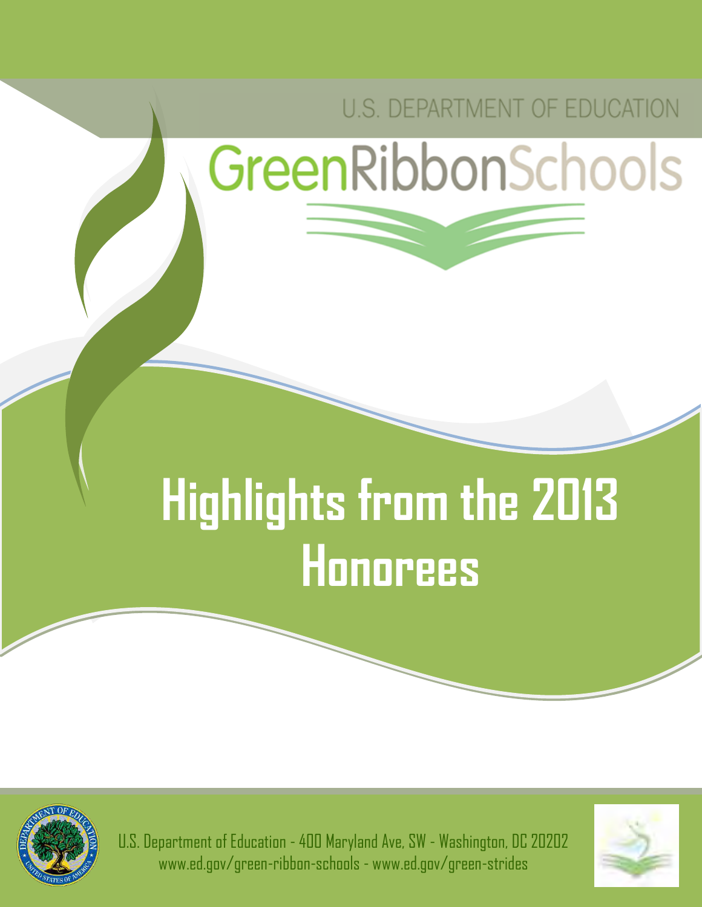U.S. DEPARTMENT OF EDUCATION

GreenRibbonSchools

# Highlights from the 2013 Honorees

U.S. Department of Education - 400 Maryland Ave, SW - Washington, DC 20202
www.ed.gov/green-ribbon-schools - www.ed.gov/green-strides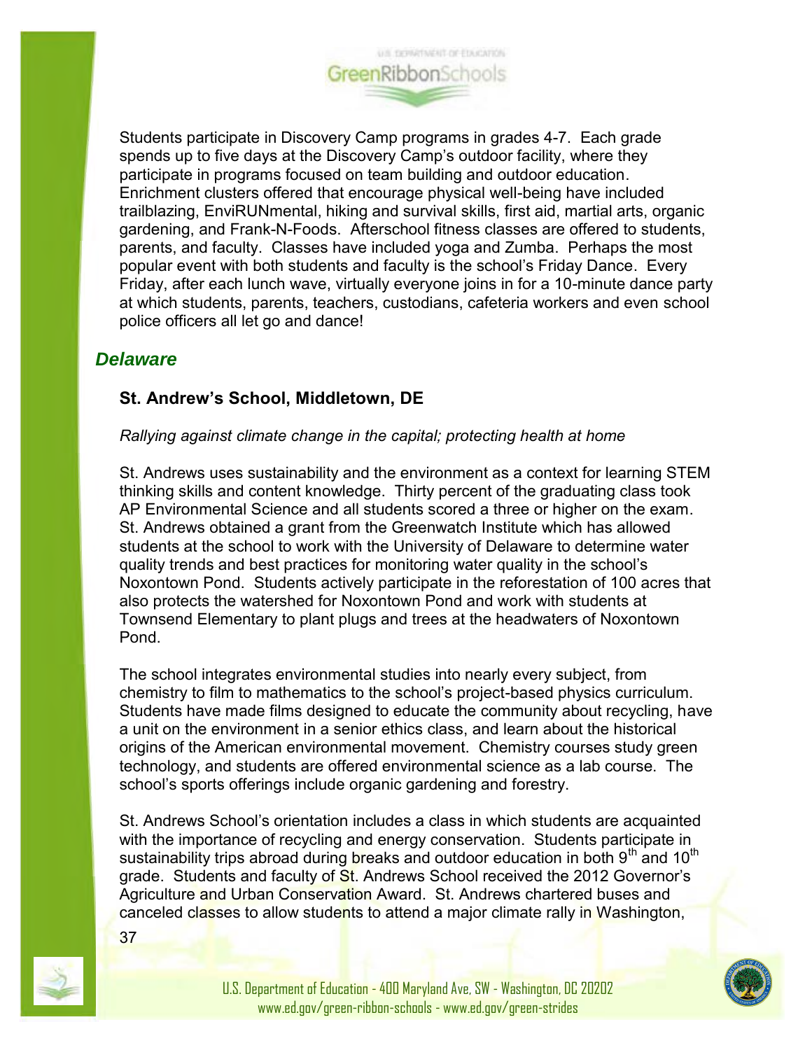Students participate in Discovery Camp programs in grades 4-7. Each grade spends up to five days at the Discovery Camp's outdoor facility, where they participate in programs focused on team building and outdoor education. Enrichment clusters offered that encourage physical well-being have included trailblazing, EnviRUNmental, hiking and survival skills, first aid, martial arts, organic gardening, and Frank-N-Foods. Afterschool fitness classes are offered to students, parents, and faculty. Classes have included yoga and Zumba. Perhaps the most popular event with both students and faculty is the school's Friday Dance. Every Friday, after each lunch wave, virtually everyone joins in for a 10-minute dance party at which students, parents, teachers, custodians, cafeteria workers and even school police officers all let go and dance!

## *Delaware*

### St. Andrew's School, Middletown, DE

*Rallying against climate change in the capital; protecting health at home*

St. Andrews uses sustainability and the environment as a context for learning STEM thinking skills and content knowledge. Thirty percent of the graduating class took AP Environmental Science and all students scored a three or higher on the exam. St. Andrews obtained a grant from the Greenwatch Institute which has allowed students at the school to work with the University of Delaware to determine water quality trends and best practices for monitoring water quality in the school's Noxontown Pond. Students actively participate in the reforestation of 100 acres that also protects the watershed for Noxontown Pond and work with students at Townsend Elementary to plant plugs and trees at the headwaters of Noxontown Pond.

The school integrates environmental studies into nearly every subject, from chemistry to film to mathematics to the school's project-based physics curriculum. Students have made films designed to educate the community about recycling, have a unit on the environment in a senior ethics class, and learn about the historical origins of the American environmental movement. Chemistry courses study green technology, and students are offered environmental science as a lab course. The school's sports offerings include organic gardening and forestry.

St. Andrews School's orientation includes a class in which students are acquainted with the importance of recycling and energy conservation. Students participate in sustainability trips abroad during breaks and outdoor education in both 9th and 10th grade. Students and faculty of St. Andrews School received the 2012 Governor's Agriculture and Urban Conservation Award. St. Andrews chartered buses and canceled classes to allow students to attend a major climate rally in Washington,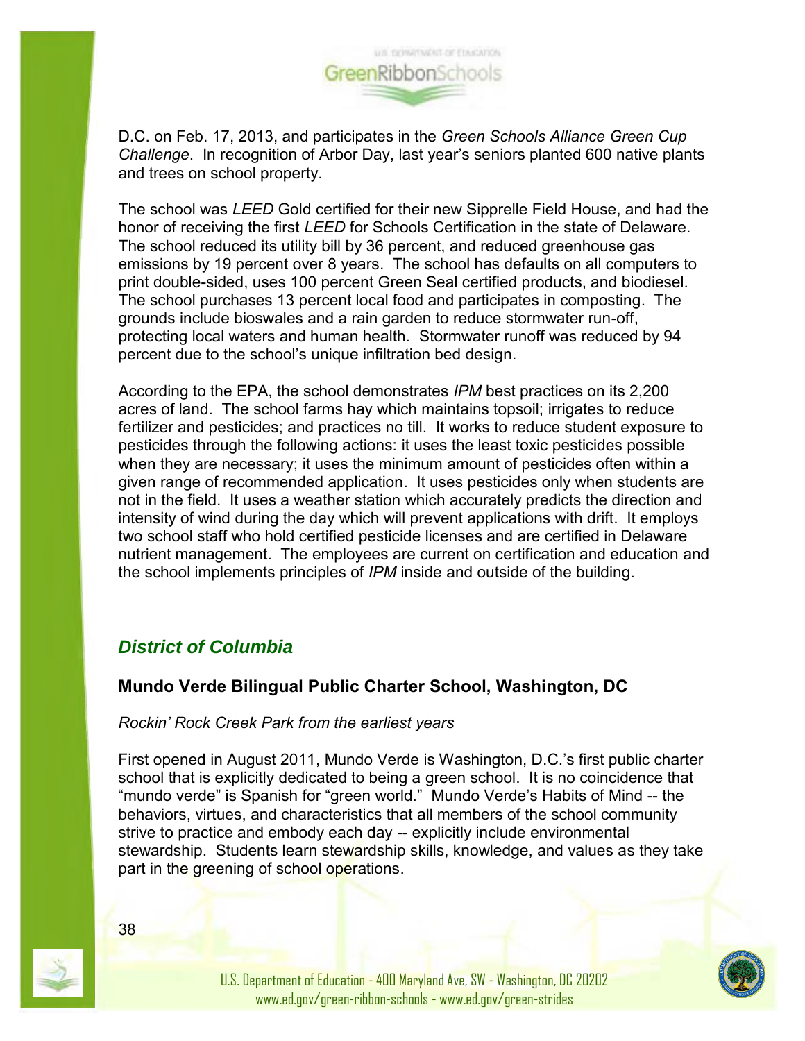D.C. on Feb. 17, 2013, and participates in the *Green Schools Alliance Green Cup Challenge*. In recognition of Arbor Day, last year's seniors planted 600 native plants and trees on school property.

The school was *LEED* Gold certified for their new Sipprelle Field House, and had the honor of receiving the first *LEED* for Schools Certification in the state of Delaware. The school reduced its utility bill by 36 percent, and reduced greenhouse gas emissions by 19 percent over 8 years. The school has defaults on all computers to print double-sided, uses 100 percent Green Seal certified products, and biodiesel. The school purchases 13 percent local food and participates in composting. The grounds include bioswales and a rain garden to reduce stormwater run-off, protecting local waters and human health. Stormwater runoff was reduced by 94 percent due to the school's unique infiltration bed design.

According to the EPA, the school demonstrates *IPM* best practices on its 2,200 acres of land. The school farms hay which maintains topsoil; irrigates to reduce fertilizer and pesticides; and practices no till. It works to reduce student exposure to pesticides through the following actions: it uses the least toxic pesticides possible when they are necessary; it uses the minimum amount of pesticides often within a given range of recommended application. It uses pesticides only when students are not in the field. It uses a weather station which accurately predicts the direction and intensity of wind during the day which will prevent applications with drift. It employs two school staff who hold certified pesticide licenses and are certified in Delaware nutrient management. The employees are current on certification and education and the school implements principles of *IPM* inside and outside of the building.

## *District of Columbia*

### Mundo Verde Bilingual Public Charter School, Washington, DC

*Rockin' Rock Creek Park from the earliest years*

First opened in August 2011, Mundo Verde is Washington, D.C.'s first public charter school that is explicitly dedicated to being a green school. It is no coincidence that "mundo verde" is Spanish for "green world." Mundo Verde's Habits of Mind -- the behaviors, virtues, and characteristics that all members of the school community strive to practice and embody each day -- explicitly include environmental stewardship. Students learn stewardship skills, knowledge, and values as they take part in the greening of school operations.